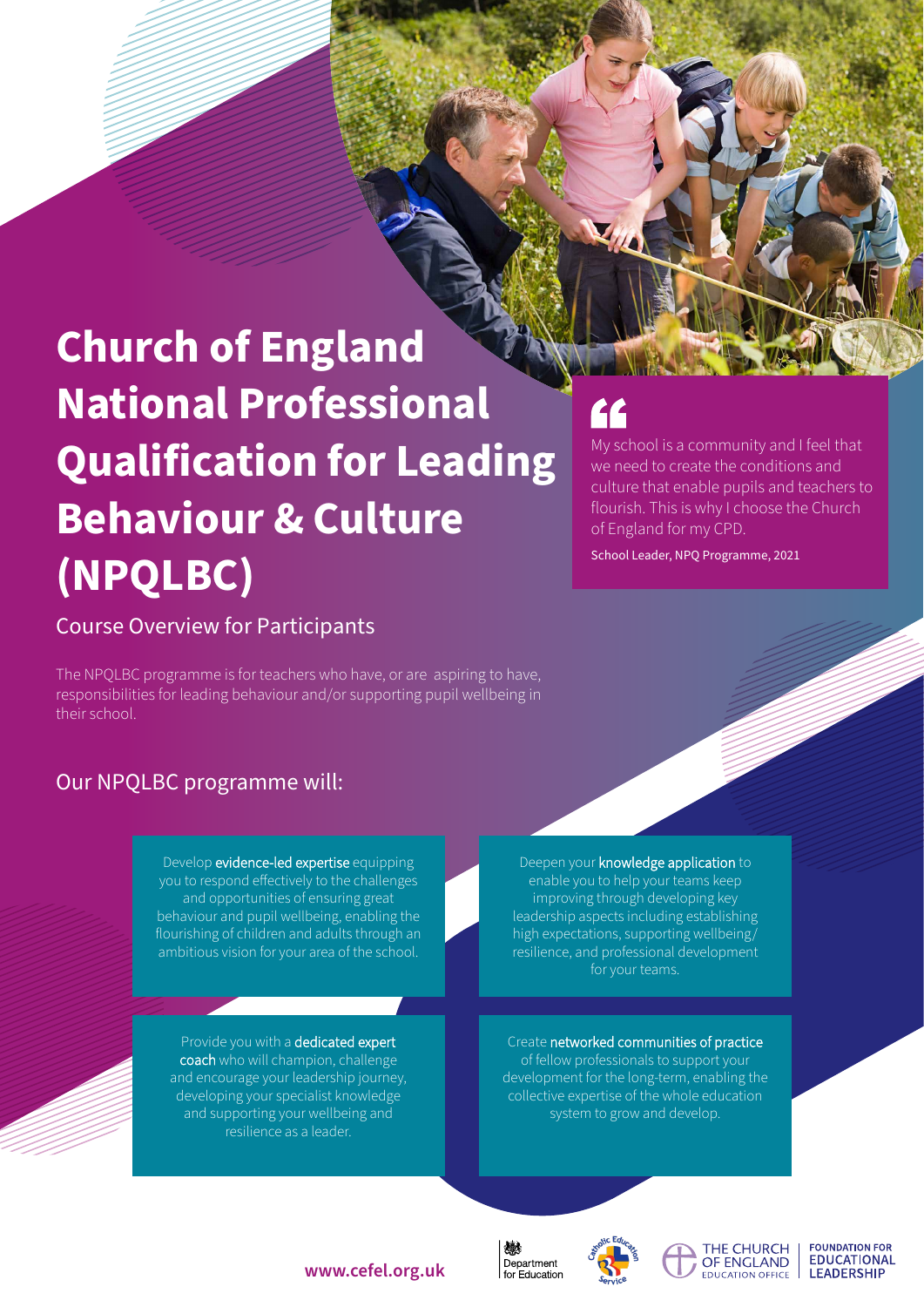# Church of England National Professional Qualification for Leading Behaviour & Culture (NPQLBC)

## Course Overview for Participants

> My school is a community and I feel that we need to create the conditions and culture that enable pupils and teachers to flourish. This is why I choose the Church of England for my CPD.
>
> School Leader, NPQ Programme, 2021

The NPQLBC programme is for teachers who have, or are aspiring to have, responsibilities for leading behaviour and/or supporting pupil wellbeing in their school.

## Our NPQLBC programme will:

Develop **evidence-led expertise** equipping you to respond effectively to the challenges and opportunities of ensuring great behaviour and pupil wellbeing, enabling the flourishing of children and adults through an ambitious vision for your area of the school.

Deepen your **knowledge application** to enable you to help your teams keep improving through developing key leadership aspects including establishing high expectations, supporting wellbeing/resilience, and professional development for your teams.

Provide you with a **dedicated expert coach** who will champion, challenge and encourage your leadership journey, developing your specialist knowledge and supporting your wellbeing and resilience as a leader.

Create **networked communities of practice** of fellow professionals to support your development for the long-term, enabling the collective expertise of the whole education system to grow and develop.

**www.cefel.org.uk**

Department for Education | Catholic Education Service | The Church of England Education Office | Foundation for Educational Leadership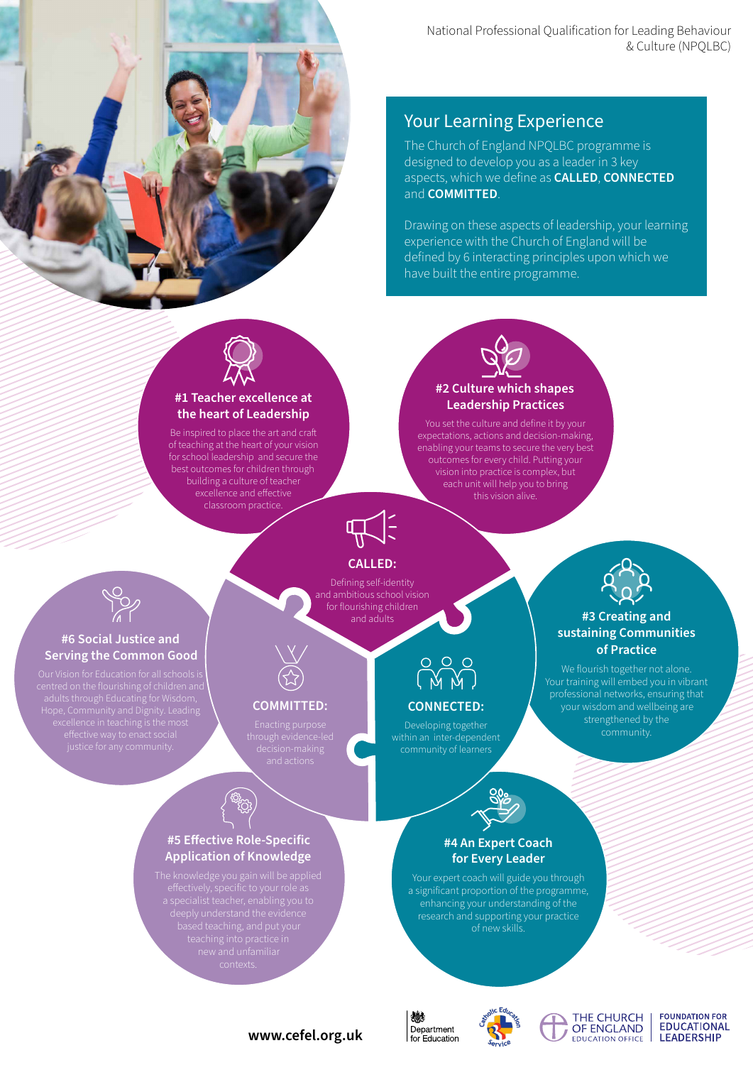National Professional Qualification for Leading Behaviour & Culture (NPQLBC)

## Your Learning Experience

The Church of England NPQLBC programme is designed to develop you as a leader in 3 key aspects, which we define as **CALLED**, **CONNECTED** and **COMMITTED**.

Drawing on these aspects of leadership, your learning experience with the Church of England will be defined by 6 interacting principles upon which we have built the entire programme.

### #1 Teacher excellence at the heart of Leadership

Be inspired to place the art and craft of teaching at the heart of your vision for school leadership and secure the best outcomes for children through building a culture of teacher excellence and effective classroom practice.

### #2 Culture which shapes Leadership Practices

You set the culture and define it by your expectations, actions and decision-making, enabling your teams to secure the very best outcomes for every child. Putting your vision into practice is complex, but each unit will help you to bring this vision alive.

### CALLED:

Defining self-identity and ambitious school vision for flourishing children and adults

### #6 Social Justice and Serving the Common Good

Our Vision for Education for all schools is centred on the flourishing of children and adults through Educating for Wisdom, Hope, Community and Dignity. Leading excellence in teaching is the most effective way to enact social justice for any community.

### COMMITTED:

Enacting purpose through evidence-led decision-making and actions

### CONNECTED:

Developing together within an inter-dependent community of learners

### #3 Creating and sustaining Communities of Practice

We flourish together not alone. Your training will embed you in vibrant professional networks, ensuring that your wisdom and wellbeing are strengthened by the community.

### #5 Effective Role-Specific Application of Knowledge

The knowledge you gain will be applied effectively, specific to your role as a specialist teacher, enabling you to deeply understand the evidence based teaching, and put your teaching into practice in new and unfamiliar contexts.

### #4 An Expert Coach for Every Leader

Your expert coach will guide you through a significant proportion of the programme, enhancing your understanding of the research and supporting your practice of new skills.

www.cefel.org.uk

Department for Education | Catholic Education Service | The Church of England Education Office | Foundation for Educational Leadership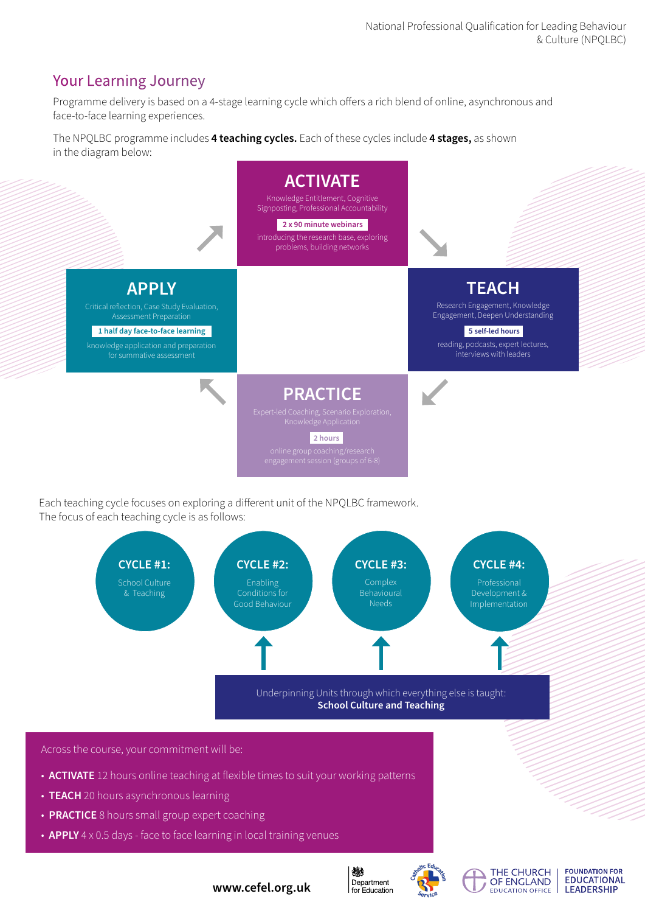## Your Learning Journey

Programme delivery is based on a 4-stage learning cycle which offers a rich blend of online, asynchronous and face-to-face learning experiences.

The NPQLBC programme includes **4 teaching cycles.** Each of these cycles include **4 stages,** as shown in the diagram below:

### ACTIVATE

Knowledge Entitlement, Cognitive Signposting, Professional Accountability

**2 x 90 minute webinars**

introducing the research base, exploring problems, building networks

### TEACH

Research Engagement, Knowledge Engagement, Deepen Understanding

**5 self-led hours**

reading, podcasts, expert lectures, interviews with leaders

### PRACTICE

Expert-led Coaching, Scenario Exploration, Knowledge Application

**2 hours**

online group coaching/research engagement session (groups of 6-8)

### APPLY

Critical reflection, Case Study Evaluation, Assessment Preparation

**1 half day face-to-face learning**

knowledge application and preparation for summative assessment

Each teaching cycle focuses on exploring a different unit of the NPQLBC framework. The focus of each teaching cycle is as follows:

- **CYCLE #1:** School Culture & Teaching
- **CYCLE #2:** Enabling Conditions for Good Behaviour
- **CYCLE #3:** Complex Behavioural Needs
- **CYCLE #4:** Professional Development & Implementation

Underpinning Units through which everything else is taught: **School Culture and Teaching**

Across the course, your commitment will be:

- **ACTIVATE** 12 hours online teaching at flexible times to suit your working patterns
- **TEACH** 20 hours asynchronous learning
- **PRACTICE** 8 hours small group expert coaching
- **APPLY** 4 x 0.5 days - face to face learning in local training venues

**www.cefel.org.uk**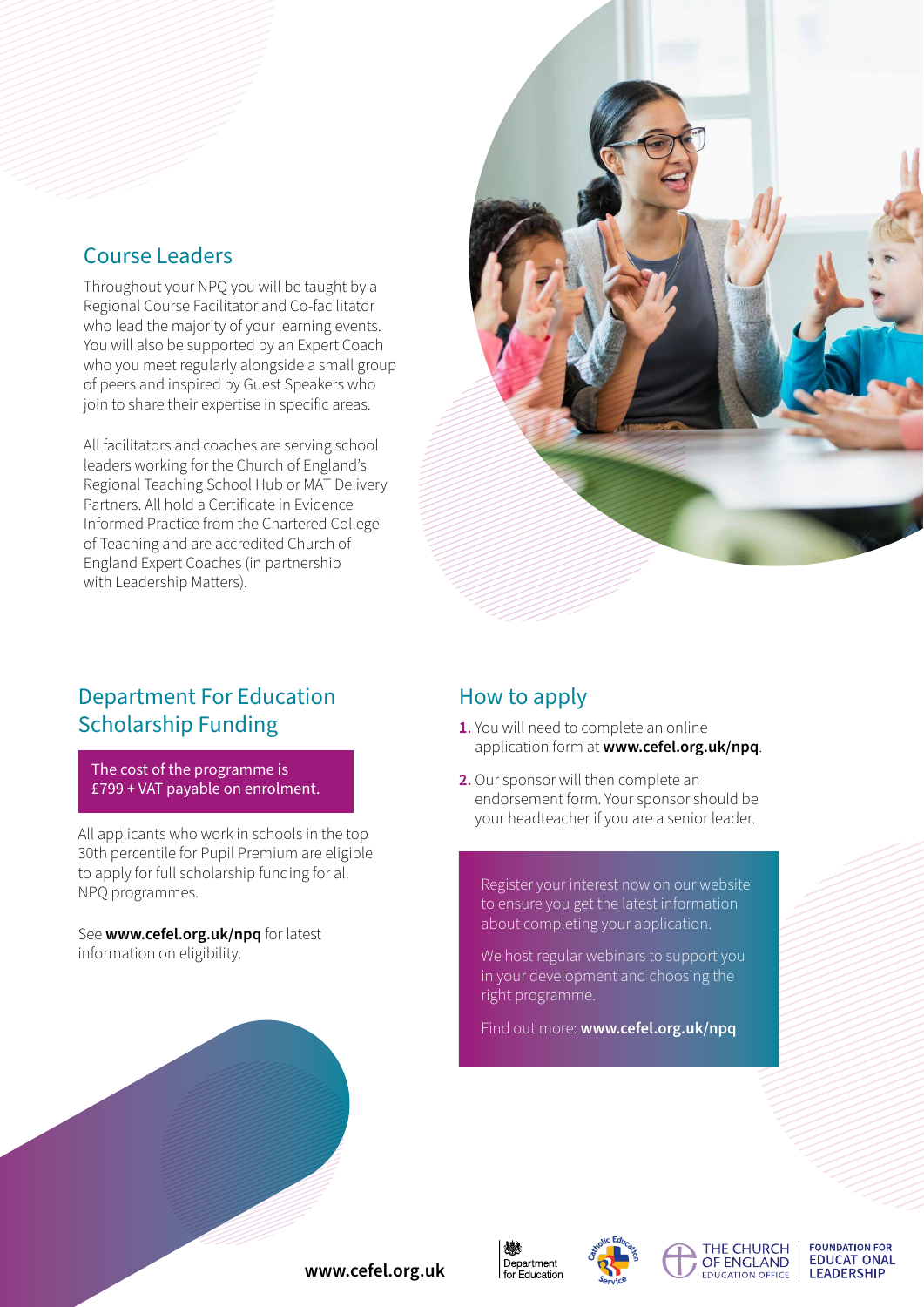## Course Leaders

Throughout your NPQ you will be taught by a Regional Course Facilitator and Co-facilitator who lead the majority of your learning events. You will also be supported by an Expert Coach who you meet regularly alongside a small group of peers and inspired by Guest Speakers who join to share their expertise in specific areas.

All facilitators and coaches are serving school leaders working for the Church of England's Regional Teaching School Hub or MAT Delivery Partners. All hold a Certificate in Evidence Informed Practice from the Chartered College of Teaching and are accredited Church of England Expert Coaches (in partnership with Leadership Matters).

## Department For Education Scholarship Funding

The cost of the programme is £799 + VAT payable on enrolment.

All applicants who work in schools in the top 30th percentile for Pupil Premium are eligible to apply for full scholarship funding for all NPQ programmes.

See **www.cefel.org.uk/npq** for latest information on eligibility.

## How to apply

1. You will need to complete an online application form at **www.cefel.org.uk/npq**.
2. Our sponsor will then complete an endorsement form. Your sponsor should be your headteacher if you are a senior leader.

Register your interest now on our website to ensure you get the latest information about completing your application.

We host regular webinars to support you in your development and choosing the right programme.

Find out more: **www.cefel.org.uk/npq**

**www.cefel.org.uk**

Department for Education

Catholic Education Service

THE CHURCH OF ENGLAND EDUCATION OFFICE

FOUNDATION FOR EDUCATIONAL LEADERSHIP